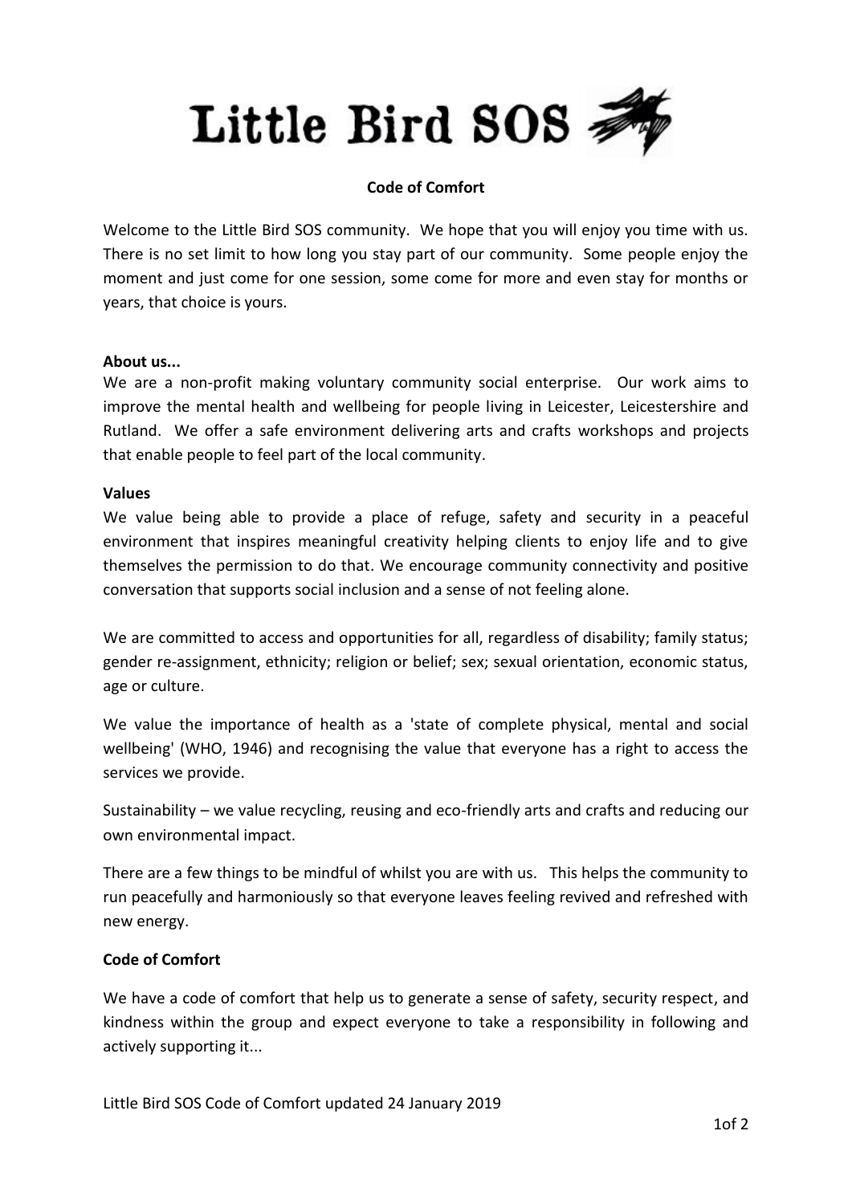# Little Bird SOS

**Code of Comfort**

Welcome to the Little Bird SOS community. We hope that you will enjoy you time with us. There is no set limit to how long you stay part of our community. Some people enjoy the moment and just come for one session, some come for more and even stay for months or years, that choice is yours.

**About us...**

We are a non-profit making voluntary community social enterprise. Our work aims to improve the mental health and wellbeing for people living in Leicester, Leicestershire and Rutland. We offer a safe environment delivering arts and crafts workshops and projects that enable people to feel part of the local community.

**Values**

We value being able to provide a place of refuge, safety and security in a peaceful environment that inspires meaningful creativity helping clients to enjoy life and to give themselves the permission to do that. We encourage community connectivity and positive conversation that supports social inclusion and a sense of not feeling alone.

We are committed to access and opportunities for all, regardless of disability; family status; gender re-assignment, ethnicity; religion or belief; sex; sexual orientation, economic status, age or culture.

We value the importance of health as a 'state of complete physical, mental and social wellbeing' (WHO, 1946) and recognising the value that everyone has a right to access the services we provide.

Sustainability – we value recycling, reusing and eco-friendly arts and crafts and reducing our own environmental impact.

There are a few things to be mindful of whilst you are with us. This helps the community to run peacefully and harmoniously so that everyone leaves feeling revived and refreshed with new energy.

**Code of Comfort**

We have a code of comfort that help us to generate a sense of safety, security respect, and kindness within the group and expect everyone to take a responsibility in following and actively supporting it...

Little Bird SOS Code of Comfort updated 24 January 2019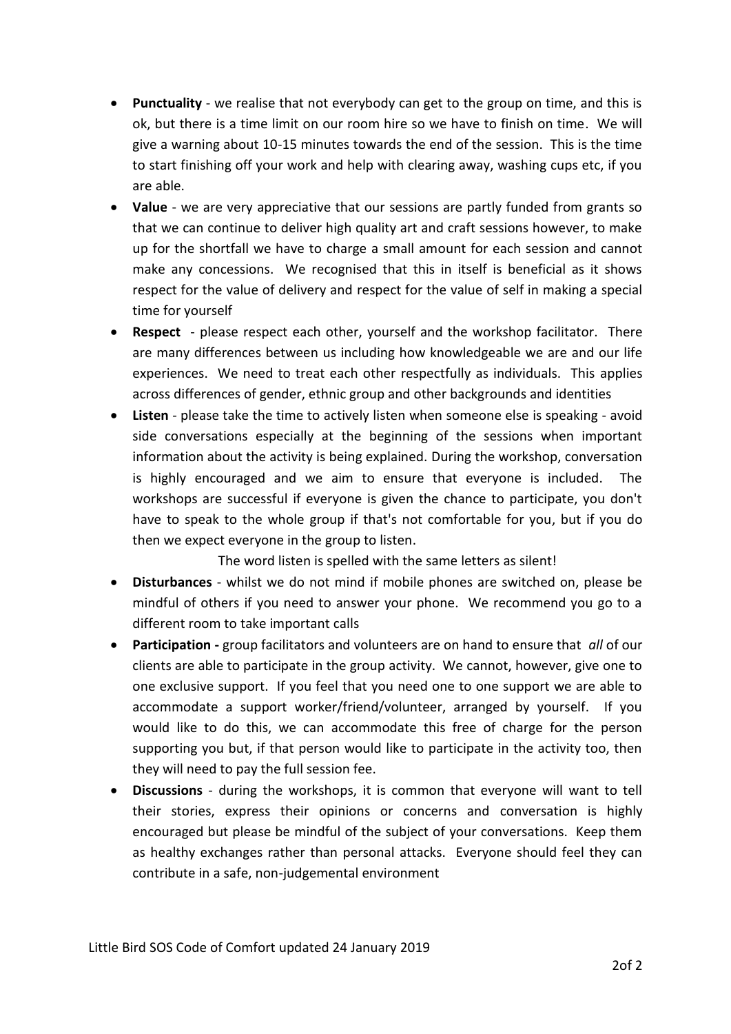- **Punctuality** - we realise that not everybody can get to the group on time, and this is ok, but there is a time limit on our room hire so we have to finish on time. We will give a warning about 10-15 minutes towards the end of the session. This is the time to start finishing off your work and help with clearing away, washing cups etc, if you are able.
- **Value** - we are very appreciative that our sessions are partly funded from grants so that we can continue to deliver high quality art and craft sessions however, to make up for the shortfall we have to charge a small amount for each session and cannot make any concessions. We recognised that this in itself is beneficial as it shows respect for the value of delivery and respect for the value of self in making a special time for yourself
- **Respect** - please respect each other, yourself and the workshop facilitator. There are many differences between us including how knowledgeable we are and our life experiences. We need to treat each other respectfully as individuals. This applies across differences of gender, ethnic group and other backgrounds and identities
- **Listen** - please take the time to actively listen when someone else is speaking - avoid side conversations especially at the beginning of the sessions when important information about the activity is being explained. During the workshop, conversation is highly encouraged and we aim to ensure that everyone is included. The workshops are successful if everyone is given the chance to participate, you don't have to speak to the whole group if that's not comfortable for you, but if you do then we expect everyone in the group to listen.

  The word listen is spelled with the same letters as silent!
- **Disturbances** - whilst we do not mind if mobile phones are switched on, please be mindful of others if you need to answer your phone. We recommend you go to a different room to take important calls
- **Participation -** group facilitators and volunteers are on hand to ensure that *all* of our clients are able to participate in the group activity. We cannot, however, give one to one exclusive support. If you feel that you need one to one support we are able to accommodate a support worker/friend/volunteer, arranged by yourself. If you would like to do this, we can accommodate this free of charge for the person supporting you but, if that person would like to participate in the activity too, then they will need to pay the full session fee.
- **Discussions** - during the workshops, it is common that everyone will want to tell their stories, express their opinions or concerns and conversation is highly encouraged but please be mindful of the subject of your conversations. Keep them as healthy exchanges rather than personal attacks. Everyone should feel they can contribute in a safe, non-judgemental environment

Little Bird SOS Code of Comfort updated 24 January 2019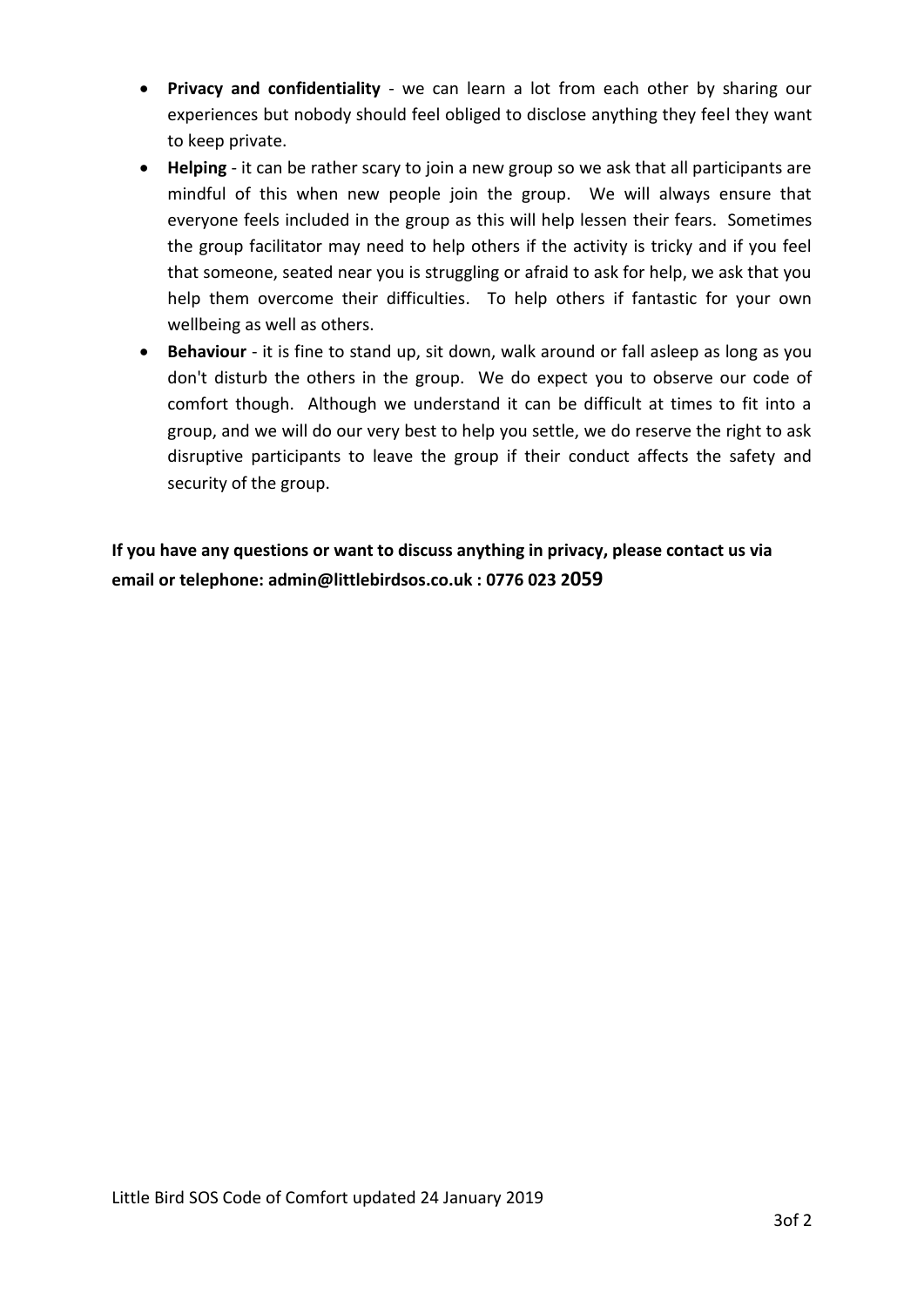- **Privacy and confidentiality** - we can learn a lot from each other by sharing our experiences but nobody should feel obliged to disclose anything they feel they want to keep private.
- **Helping** - it can be rather scary to join a new group so we ask that all participants are mindful of this when new people join the group. We will always ensure that everyone feels included in the group as this will help lessen their fears. Sometimes the group facilitator may need to help others if the activity is tricky and if you feel that someone, seated near you is struggling or afraid to ask for help, we ask that you help them overcome their difficulties. To help others if fantastic for your own wellbeing as well as others.
- **Behaviour** - it is fine to stand up, sit down, walk around or fall asleep as long as you don't disturb the others in the group. We do expect you to observe our code of comfort though. Although we understand it can be difficult at times to fit into a group, and we will do our very best to help you settle, we do reserve the right to ask disruptive participants to leave the group if their conduct affects the safety and security of the group.

**If you have any questions or want to discuss anything in privacy, please contact us via email or telephone: admin@littlebirdsos.co.uk : 0776 023 2059**

Little Bird SOS Code of Comfort updated 24 January 2019